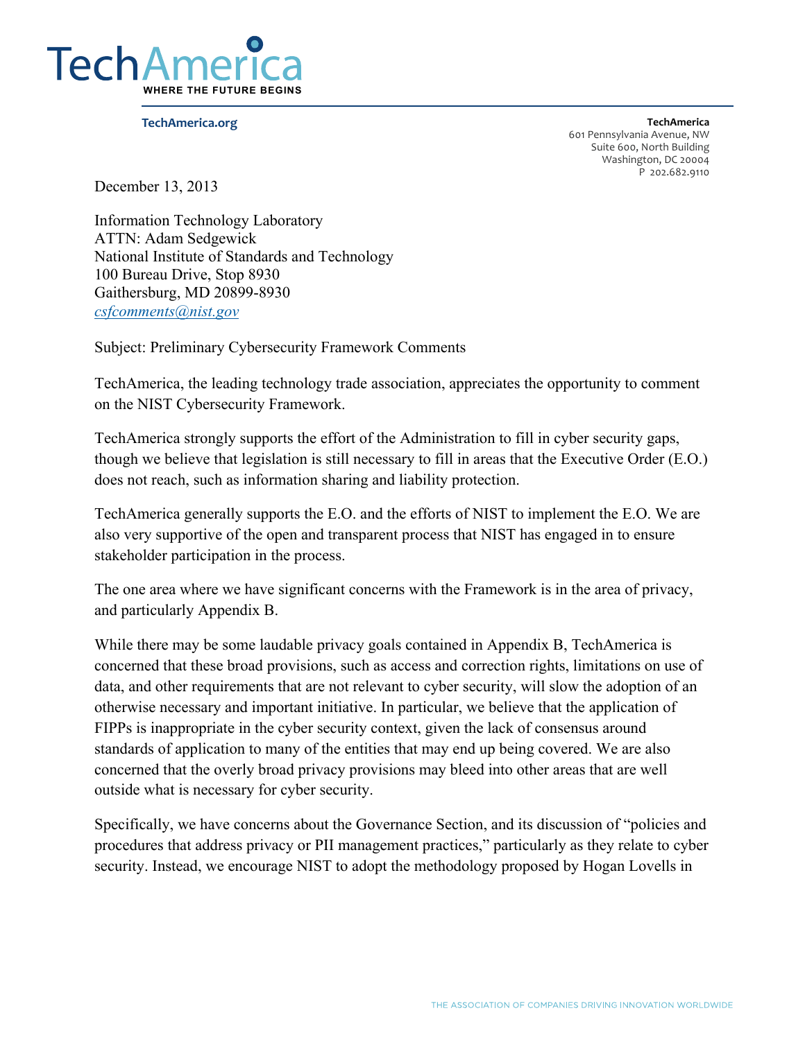TechAmerica
WHERE THE FUTURE BEGINS

TechAmerica.org

**TechAmerica**
601 Pennsylvania Avenue, NW
Suite 600, North Building
Washington, DC 20004
P 202.682.9110

December 13, 2013

Information Technology Laboratory
ATTN: Adam Sedgewick
National Institute of Standards and Technology
100 Bureau Drive, Stop 8930
Gaithersburg, MD 20899-8930
*csfcomments@nist.gov*

Subject: Preliminary Cybersecurity Framework Comments

TechAmerica, the leading technology trade association, appreciates the opportunity to comment on the NIST Cybersecurity Framework.

TechAmerica strongly supports the effort of the Administration to fill in cyber security gaps, though we believe that legislation is still necessary to fill in areas that the Executive Order (E.O.) does not reach, such as information sharing and liability protection.

TechAmerica generally supports the E.O. and the efforts of NIST to implement the E.O. We are also very supportive of the open and transparent process that NIST has engaged in to ensure stakeholder participation in the process.

The one area where we have significant concerns with the Framework is in the area of privacy, and particularly Appendix B.

While there may be some laudable privacy goals contained in Appendix B, TechAmerica is concerned that these broad provisions, such as access and correction rights, limitations on use of data, and other requirements that are not relevant to cyber security, will slow the adoption of an otherwise necessary and important initiative. In particular, we believe that the application of FIPPs is inappropriate in the cyber security context, given the lack of consensus around standards of application to many of the entities that may end up being covered. We are also concerned that the overly broad privacy provisions may bleed into other areas that are well outside what is necessary for cyber security.

Specifically, we have concerns about the Governance Section, and its discussion of "policies and procedures that address privacy or PII management practices," particularly as they relate to cyber security. Instead, we encourage NIST to adopt the methodology proposed by Hogan Lovells in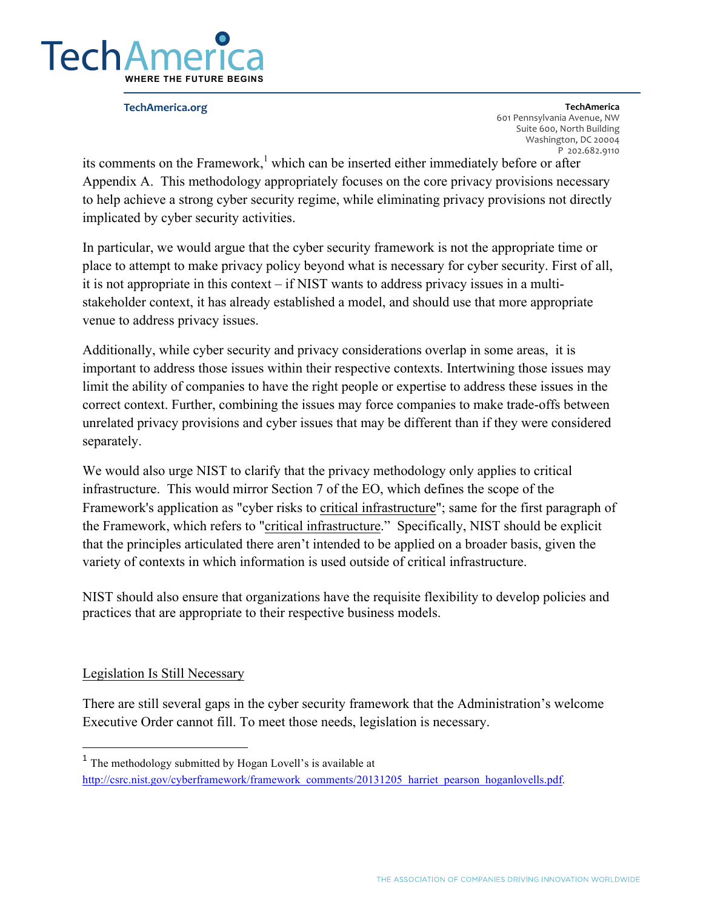its comments on the Framework,[1] which can be inserted either immediately before or after Appendix A. This methodology appropriately focuses on the core privacy provisions necessary to help achieve a strong cyber security regime, while eliminating privacy provisions not directly implicated by cyber security activities.

In particular, we would argue that the cyber security framework is not the appropriate time or place to attempt to make privacy policy beyond what is necessary for cyber security. First of all, it is not appropriate in this context – if NIST wants to address privacy issues in a multi-stakeholder context, it has already established a model, and should use that more appropriate venue to address privacy issues.

Additionally, while cyber security and privacy considerations overlap in some areas, it is important to address those issues within their respective contexts. Intertwining those issues may limit the ability of companies to have the right people or expertise to address these issues in the correct context. Further, combining the issues may force companies to make trade-offs between unrelated privacy provisions and cyber issues that may be different than if they were considered separately.

We would also urge NIST to clarify that the privacy methodology only applies to critical infrastructure. This would mirror Section 7 of the EO, which defines the scope of the Framework's application as "cyber risks to <u>critical infrastructure</u>"; same for the first paragraph of the Framework, which refers to "<u>critical infrastructure</u>." Specifically, NIST should be explicit that the principles articulated there aren't intended to be applied on a broader basis, given the variety of contexts in which information is used outside of critical infrastructure.

NIST should also ensure that organizations have the requisite flexibility to develop policies and practices that are appropriate to their respective business models.

<u>Legislation Is Still Necessary</u>

There are still several gaps in the cyber security framework that the Administration's welcome Executive Order cannot fill. To meet those needs, legislation is necessary.

---

[1] The methodology submitted by Hogan Lovell's is available at http://csrc.nist.gov/cyberframework/framework_comments/20131205_harriet_pearson_hoganlovells.pdf.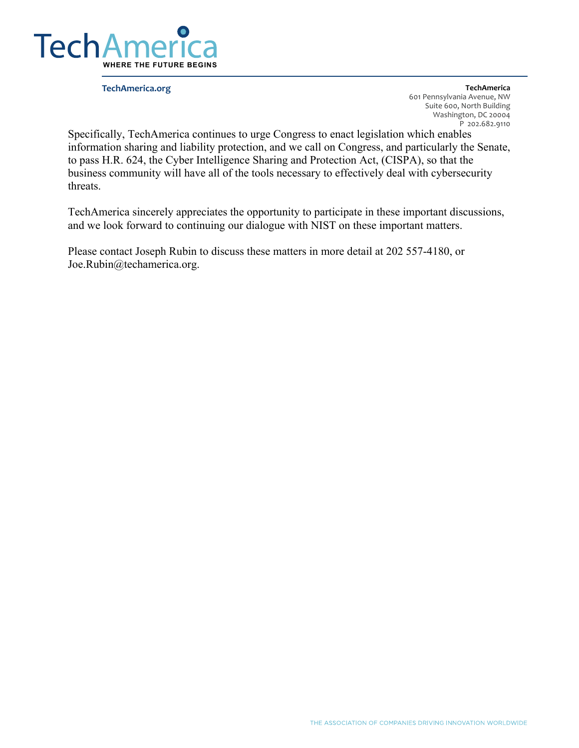Specifically, TechAmerica continues to urge Congress to enact legislation which enables information sharing and liability protection, and we call on Congress, and particularly the Senate, to pass H.R. 624, the Cyber Intelligence Sharing and Protection Act, (CISPA), so that the business community will have all of the tools necessary to effectively deal with cybersecurity threats.

TechAmerica sincerely appreciates the opportunity to participate in these important discussions, and we look forward to continuing our dialogue with NIST on these important matters.

Please contact Joseph Rubin to discuss these matters in more detail at 202 557-4180, or Joe.Rubin@techamerica.org.